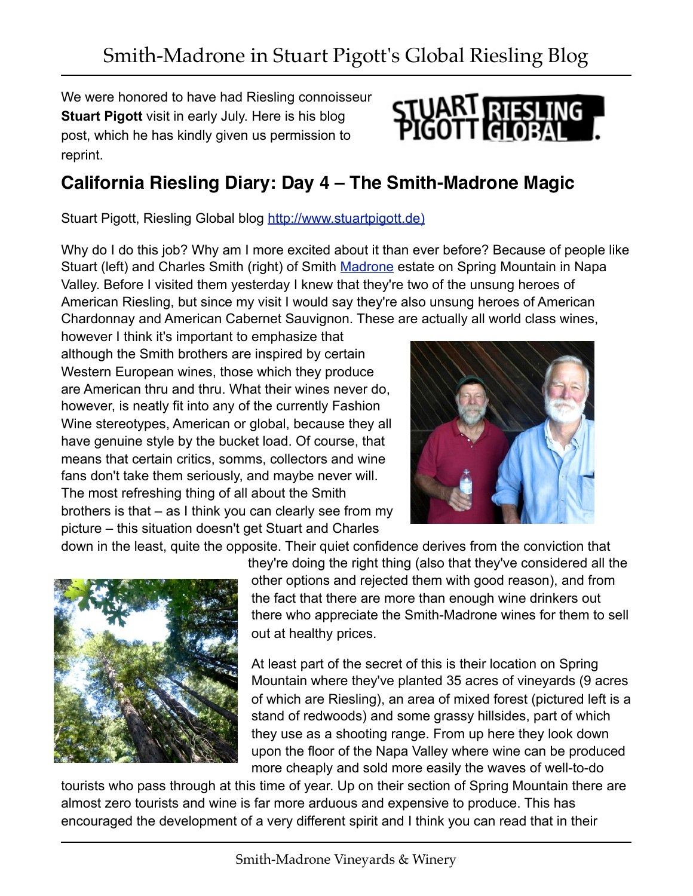# Smith-Madrone in Stuart Pigott's Global Riesling Blog

We were honored to have had Riesling connoisseur **Stuart Pigott** visit in early July. Here is his blog post, which he has kindly given us permission to reprint.

## California Riesling Diary: Day 4 – The Smith-Madrone Magic

Stuart Pigott, Riesling Global blog http://www.stuartpigott.de)

Why do I do this job? Why am I more excited about it than ever before? Because of people like Stuart (left) and Charles Smith (right) of Smith Madrone estate on Spring Mountain in Napa Valley. Before I visited them yesterday I knew that they're two of the unsung heroes of American Riesling, but since my visit I would say they're also unsung heroes of American Chardonnay and American Cabernet Sauvignon. These are actually all world class wines, however I think it's important to emphasize that although the Smith brothers are inspired by certain Western European wines, those which they produce are American thru and thru. What their wines never do, however, is neatly fit into any of the currently Fashion Wine stereotypes, American or global, because they all have genuine style by the bucket load. Of course, that means that certain critics, somms, collectors and wine fans don't take them seriously, and maybe never will. The most refreshing thing of all about the Smith brothers is that – as I think you can clearly see from my picture – this situation doesn't get Stuart and Charles down in the least, quite the opposite. Their quiet confidence derives from the conviction that they're doing the right thing (also that they've considered all the other options and rejected them with good reason), and from the fact that there are more than enough wine drinkers out there who appreciate the Smith-Madrone wines for them to sell out at healthy prices.

At least part of the secret of this is their location on Spring Mountain where they've planted 35 acres of vineyards (9 acres of which are Riesling), an area of mixed forest (pictured left is a stand of redwoods) and some grassy hillsides, part of which they use as a shooting range. From up here they look down upon the floor of the Napa Valley where wine can be produced more cheaply and sold more easily the waves of well-to-do tourists who pass through at this time of year. Up on their section of Spring Mountain there are almost zero tourists and wine is far more arduous and expensive to produce. This has encouraged the development of a very different spirit and I think you can read that in their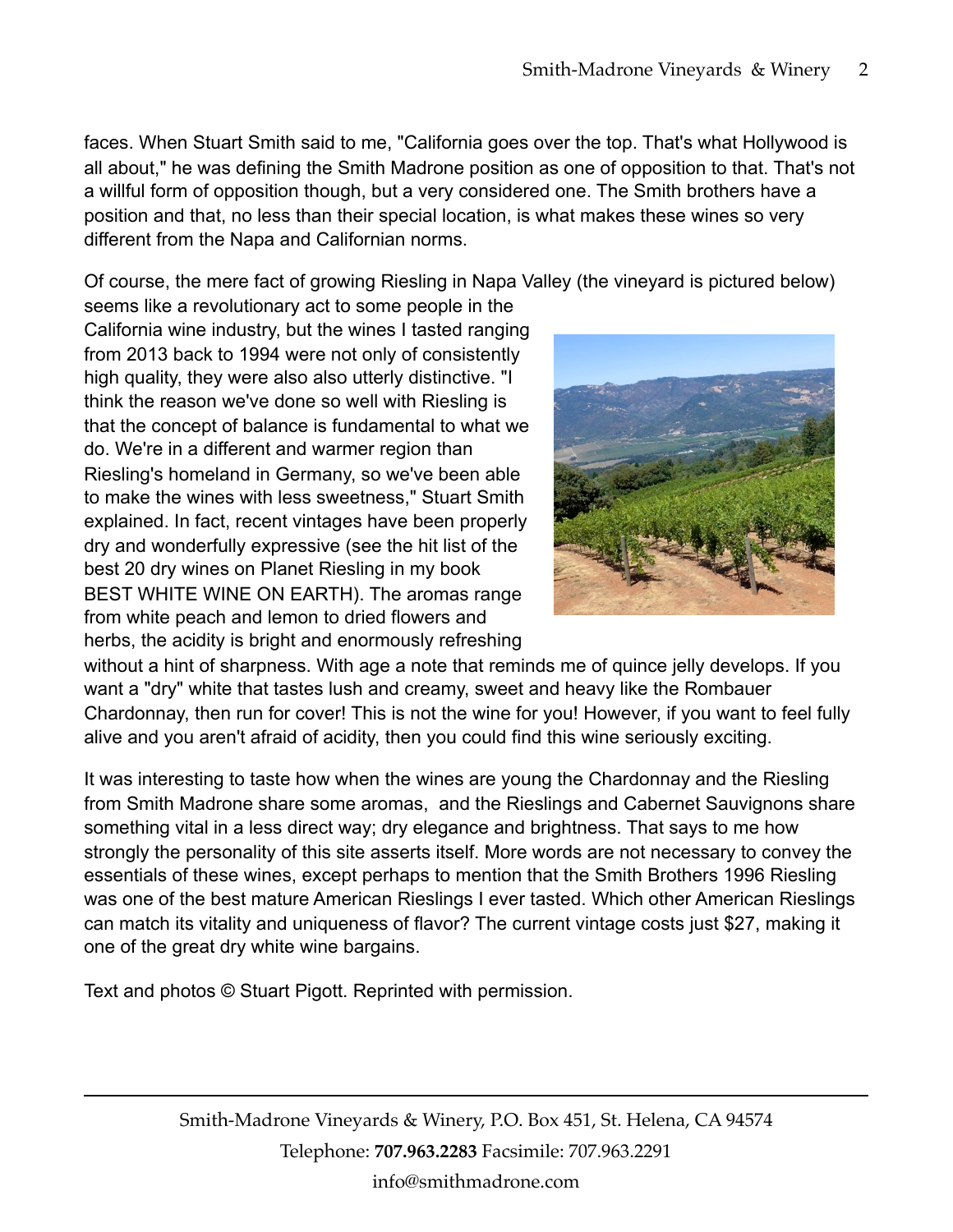faces. When Stuart Smith said to me, "California goes over the top. That's what Hollywood is all about," he was defining the Smith Madrone position as one of opposition to that. That's not a willful form of opposition though, but a very considered one. The Smith brothers have a position and that, no less than their special location, is what makes these wines so very different from the Napa and Californian norms.

Of course, the mere fact of growing Riesling in Napa Valley (the vineyard is pictured below) seems like a revolutionary act to some people in the California wine industry, but the wines I tasted ranging from 2013 back to 1994 were not only of consistently high quality, they were also also utterly distinctive. "I think the reason we've done so well with Riesling is that the concept of balance is fundamental to what we do. We're in a different and warmer region than Riesling's homeland in Germany, so we've been able to make the wines with less sweetness," Stuart Smith explained. In fact, recent vintages have been properly dry and wonderfully expressive (see the hit list of the best 20 dry wines on Planet Riesling in my book BEST WHITE WINE ON EARTH). The aromas range from white peach and lemon to dried flowers and herbs, the acidity is bright and enormously refreshing without a hint of sharpness. With age a note that reminds me of quince jelly develops. If you want a "dry" white that tastes lush and creamy, sweet and heavy like the Rombauer Chardonnay, then run for cover! This is not the wine for you! However, if you want to feel fully alive and you aren't afraid of acidity, then you could find this wine seriously exciting.

It was interesting to taste how when the wines are young the Chardonnay and the Riesling from Smith Madrone share some aromas, and the Rieslings and Cabernet Sauvignons share something vital in a less direct way; dry elegance and brightness. That says to me how strongly the personality of this site asserts itself. More words are not necessary to convey the essentials of these wines, except perhaps to mention that the Smith Brothers 1996 Riesling was one of the best mature American Rieslings I ever tasted. Which other American Rieslings can match its vitality and uniqueness of flavor? The current vintage costs just $27, making it one of the great dry white wine bargains.

Text and photos © Stuart Pigott. Reprinted with permission.

Smith-Madrone Vineyards & Winery, P.O. Box 451, St. Helena, CA 94574
Telephone: **707.963.2283** Facsimile: 707.963.2291
info@smithmadrone.com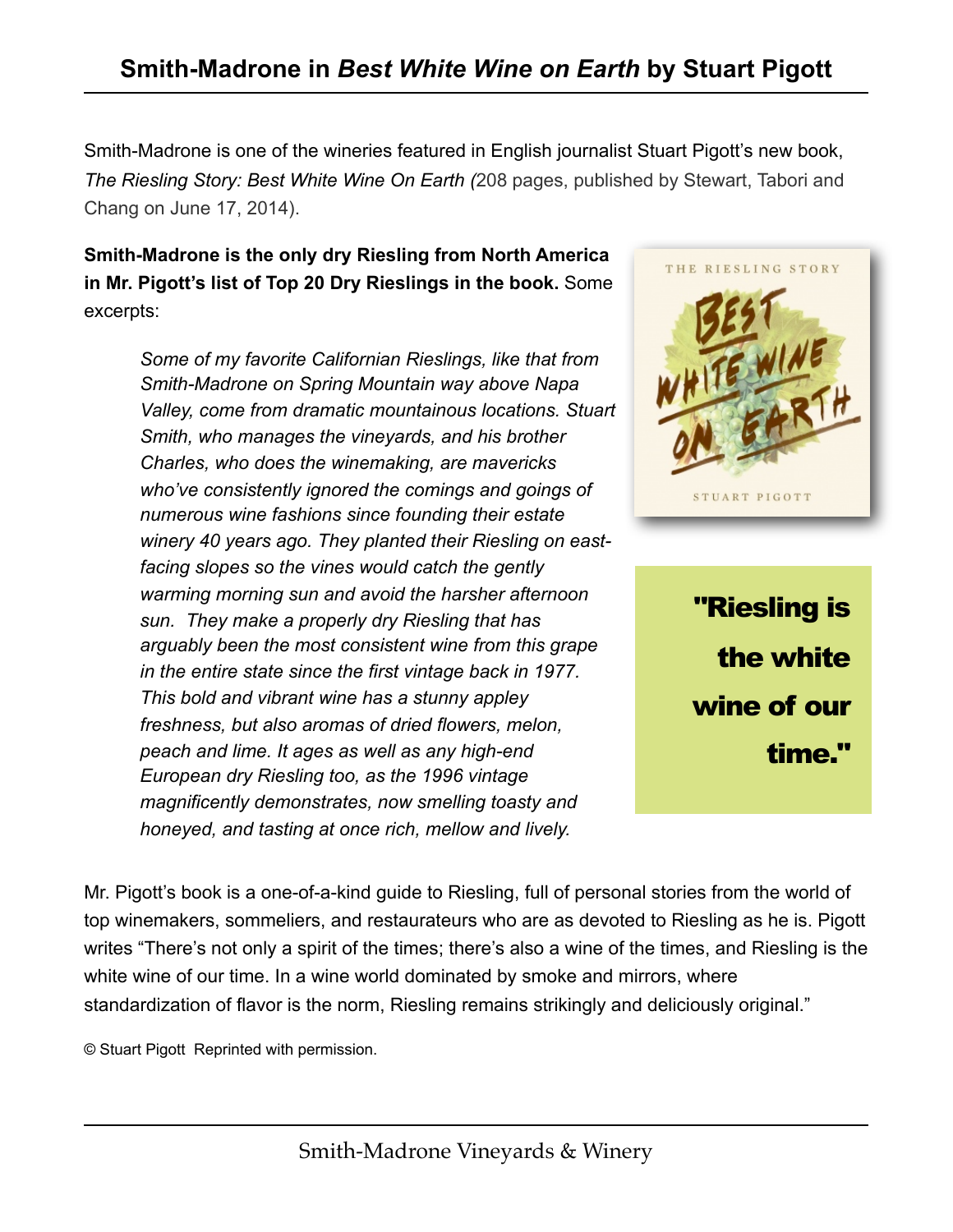# Smith-Madrone in *Best White Wine on Earth* by Stuart Pigott

Smith-Madrone is one of the wineries featured in English journalist Stuart Pigott's new book, *The Riesling Story: Best White Wine On Earth (*208 pages, published by Stewart, Tabori and Chang on June 17, 2014).

**Smith-Madrone is the only dry Riesling from North America in Mr. Pigott's list of Top 20 Dry Rieslings in the book.** Some excerpts:

> *Some of my favorite Californian Rieslings, like that from Smith-Madrone on Spring Mountain way above Napa Valley, come from dramatic mountainous locations. Stuart Smith, who manages the vineyards, and his brother Charles, who does the winemaking, are mavericks who've consistently ignored the comings and goings of numerous wine fashions since founding their estate winery 40 years ago. They planted their Riesling on east-facing slopes so the vines would catch the gently warming morning sun and avoid the harsher afternoon sun. They make a properly dry Riesling that has arguably been the most consistent wine from this grape in the entire state since the first vintage back in 1977. This bold and vibrant wine has a stunny appley freshness, but also aromas of dried flowers, melon, peach and lime. It ages as well as any high-end European dry Riesling too, as the 1996 vintage magnificently demonstrates, now smelling toasty and honeyed, and tasting at once rich, mellow and lively.*

THE RIESLING STORY

BEST WHITE WINE ON EARTH

STUART PIGOTT

**"Riesling is the white wine of our time."**

Mr. Pigott's book is a one-of-a-kind guide to Riesling, full of personal stories from the world of top winemakers, sommeliers, and restaurateurs who are as devoted to Riesling as he is. Pigott writes "There's not only a spirit of the times; there's also a wine of the times, and Riesling is the white wine of our time. In a wine world dominated by smoke and mirrors, where standardization of flavor is the norm, Riesling remains strikingly and deliciously original."

© Stuart Pigott Reprinted with permission.

Smith-Madrone Vineyards & Winery